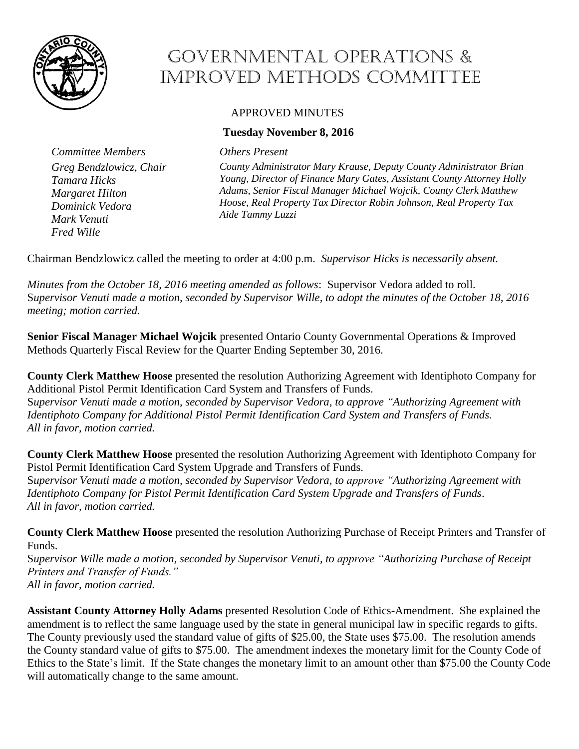# Governmental Operations & Improved Methods Committee

APPROVED MINUTES

**Tuesday November 8, 2016**

*Committee Members*
*Greg Bendzlowicz, Chair*
*Tamara Hicks*
*Margaret Hilton*
*Dominick Vedora*
*Mark Venuti*
*Fred Wille*

*Others Present*
*County Administrator Mary Krause, Deputy County Administrator Brian Young, Director of Finance Mary Gates, Assistant County Attorney Holly Adams, Senior Fiscal Manager Michael Wojcik, County Clerk Matthew Hoose, Real Property Tax Director Robin Johnson, Real Property Tax Aide Tammy Luzzi*

Chairman Bendzlowicz called the meeting to order at 4:00 p.m. *Supervisor Hicks is necessarily absent.*

*Minutes from the October 18, 2016 meeting amended as follows*: Supervisor Vedora added to roll.
S*upervisor Venuti made a motion, seconded by Supervisor Wille, to adopt the minutes of the October 18, 2016 meeting; motion carried.*

**Senior Fiscal Manager Michael Wojcik** presented Ontario County Governmental Operations & Improved Methods Quarterly Fiscal Review for the Quarter Ending September 30, 2016.

**County Clerk Matthew Hoose** presented the resolution Authorizing Agreement with Identiphoto Company for Additional Pistol Permit Identification Card System and Transfers of Funds.
S*upervisor Venuti made a motion, seconded by Supervisor Vedora, to approve "Authorizing Agreement with Identiphoto Company for Additional Pistol Permit Identification Card System and Transfers of Funds.*
*All in favor, motion carried.*

**County Clerk Matthew Hoose** presented the resolution Authorizing Agreement with Identiphoto Company for Pistol Permit Identification Card System Upgrade and Transfers of Funds.
S*upervisor Venuti made a motion, seconded by Supervisor Vedora, to approve "Authorizing Agreement with Identiphoto Company for Pistol Permit Identification Card System Upgrade and Transfers of Funds*.
*All in favor, motion carried.*

**County Clerk Matthew Hoose** presented the resolution Authorizing Purchase of Receipt Printers and Transfer of Funds.
S*upervisor Wille made a motion, seconded by Supervisor Venuti, to approve "Authorizing Purchase of Receipt Printers and Transfer of Funds."*
*All in favor, motion carried.*

**Assistant County Attorney Holly Adams** presented Resolution Code of Ethics-Amendment. She explained the amendment is to reflect the same language used by the state in general municipal law in specific regards to gifts. The County previously used the standard value of gifts of $25.00, the State uses $75.00. The resolution amends the County standard value of gifts to $75.00. The amendment indexes the monetary limit for the County Code of Ethics to the State's limit. If the State changes the monetary limit to an amount other than $75.00 the County Code will automatically change to the same amount.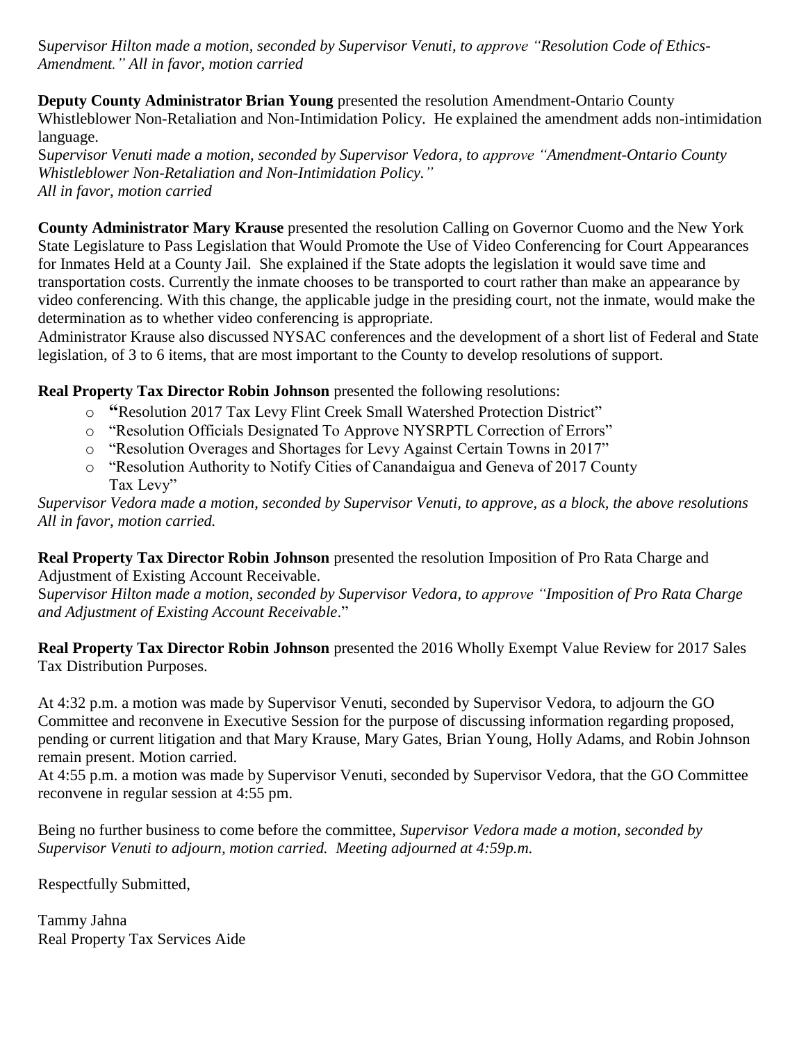*Supervisor Hilton made a motion, seconded by Supervisor Venuti, to approve "Resolution Code of Ethics-Amendment." All in favor, motion carried*

**Deputy County Administrator Brian Young** presented the resolution Amendment-Ontario County Whistleblower Non-Retaliation and Non-Intimidation Policy. He explained the amendment adds non-intimidation language.
*Supervisor Venuti made a motion, seconded by Supervisor Vedora, to approve "Amendment-Ontario County Whistleblower Non-Retaliation and Non-Intimidation Policy."*
*All in favor, motion carried*

**County Administrator Mary Krause** presented the resolution Calling on Governor Cuomo and the New York State Legislature to Pass Legislation that Would Promote the Use of Video Conferencing for Court Appearances for Inmates Held at a County Jail. She explained if the State adopts the legislation it would save time and transportation costs. Currently the inmate chooses to be transported to court rather than make an appearance by video conferencing. With this change, the applicable judge in the presiding court, not the inmate, would make the determination as to whether video conferencing is appropriate.
Administrator Krause also discussed NYSAC conferences and the development of a short list of Federal and State legislation, of 3 to 6 items, that are most important to the County to develop resolutions of support.

**Real Property Tax Director Robin Johnson** presented the following resolutions:

- "Resolution 2017 Tax Levy Flint Creek Small Watershed Protection District"
- "Resolution Officials Designated To Approve NYSRPTL Correction of Errors"
- "Resolution Overages and Shortages for Levy Against Certain Towns in 2017"
- "Resolution Authority to Notify Cities of Canandaigua and Geneva of 2017 County Tax Levy"

*Supervisor Vedora made a motion, seconded by Supervisor Venuti, to approve, as a block, the above resolutions All in favor, motion carried.*

**Real Property Tax Director Robin Johnson** presented the resolution Imposition of Pro Rata Charge and Adjustment of Existing Account Receivable.
*Supervisor Hilton made a motion, seconded by Supervisor Vedora, to approve "Imposition of Pro Rata Charge and Adjustment of Existing Account Receivable*."

**Real Property Tax Director Robin Johnson** presented the 2016 Wholly Exempt Value Review for 2017 Sales Tax Distribution Purposes.

At 4:32 p.m. a motion was made by Supervisor Venuti, seconded by Supervisor Vedora, to adjourn the GO Committee and reconvene in Executive Session for the purpose of discussing information regarding proposed, pending or current litigation and that Mary Krause, Mary Gates, Brian Young, Holly Adams, and Robin Johnson remain present. Motion carried.
At 4:55 p.m. a motion was made by Supervisor Venuti, seconded by Supervisor Vedora, that the GO Committee reconvene in regular session at 4:55 pm.

Being no further business to come before the committee, *Supervisor Vedora made a motion, seconded by Supervisor Venuti to adjourn, motion carried. Meeting adjourned at 4:59p.m.*

Respectfully Submitted,

Tammy Jahna
Real Property Tax Services Aide